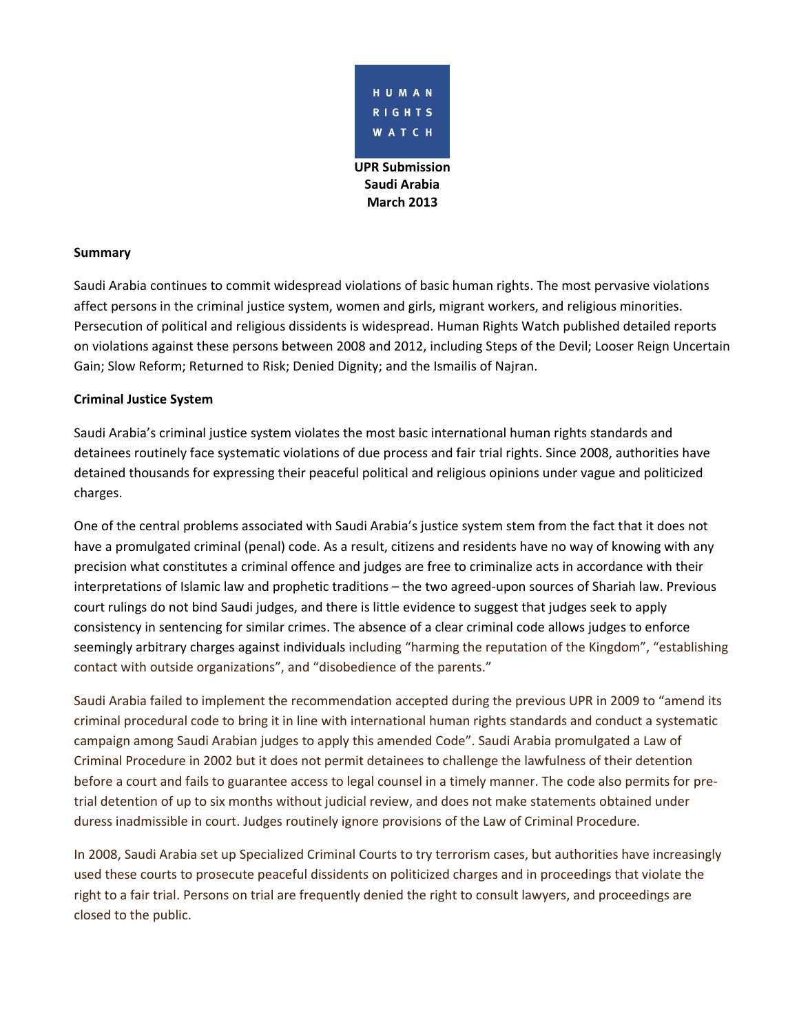HUMAN RIGHTS WATCH

**UPR Submission**
**Saudi Arabia**
**March 2013**

**Summary**

Saudi Arabia continues to commit widespread violations of basic human rights. The most pervasive violations affect persons in the criminal justice system, women and girls, migrant workers, and religious minorities. Persecution of political and religious dissidents is widespread. Human Rights Watch published detailed reports on violations against these persons between 2008 and 2012, including Steps of the Devil; Looser Reign Uncertain Gain; Slow Reform; Returned to Risk; Denied Dignity; and the Ismailis of Najran.

**Criminal Justice System**

Saudi Arabia's criminal justice system violates the most basic international human rights standards and detainees routinely face systematic violations of due process and fair trial rights. Since 2008, authorities have detained thousands for expressing their peaceful political and religious opinions under vague and politicized charges.

One of the central problems associated with Saudi Arabia's justice system stem from the fact that it does not have a promulgated criminal (penal) code. As a result, citizens and residents have no way of knowing with any precision what constitutes a criminal offence and judges are free to criminalize acts in accordance with their interpretations of Islamic law and prophetic traditions – the two agreed-upon sources of Shariah law. Previous court rulings do not bind Saudi judges, and there is little evidence to suggest that judges seek to apply consistency in sentencing for similar crimes. The absence of a clear criminal code allows judges to enforce seemingly arbitrary charges against individuals including "harming the reputation of the Kingdom", "establishing contact with outside organizations", and "disobedience of the parents."

Saudi Arabia failed to implement the recommendation accepted during the previous UPR in 2009 to "amend its criminal procedural code to bring it in line with international human rights standards and conduct a systematic campaign among Saudi Arabian judges to apply this amended Code". Saudi Arabia promulgated a Law of Criminal Procedure in 2002 but it does not permit detainees to challenge the lawfulness of their detention before a court and fails to guarantee access to legal counsel in a timely manner. The code also permits for pre-trial detention of up to six months without judicial review, and does not make statements obtained under duress inadmissible in court. Judges routinely ignore provisions of the Law of Criminal Procedure.

In 2008, Saudi Arabia set up Specialized Criminal Courts to try terrorism cases, but authorities have increasingly used these courts to prosecute peaceful dissidents on politicized charges and in proceedings that violate the right to a fair trial. Persons on trial are frequently denied the right to consult lawyers, and proceedings are closed to the public.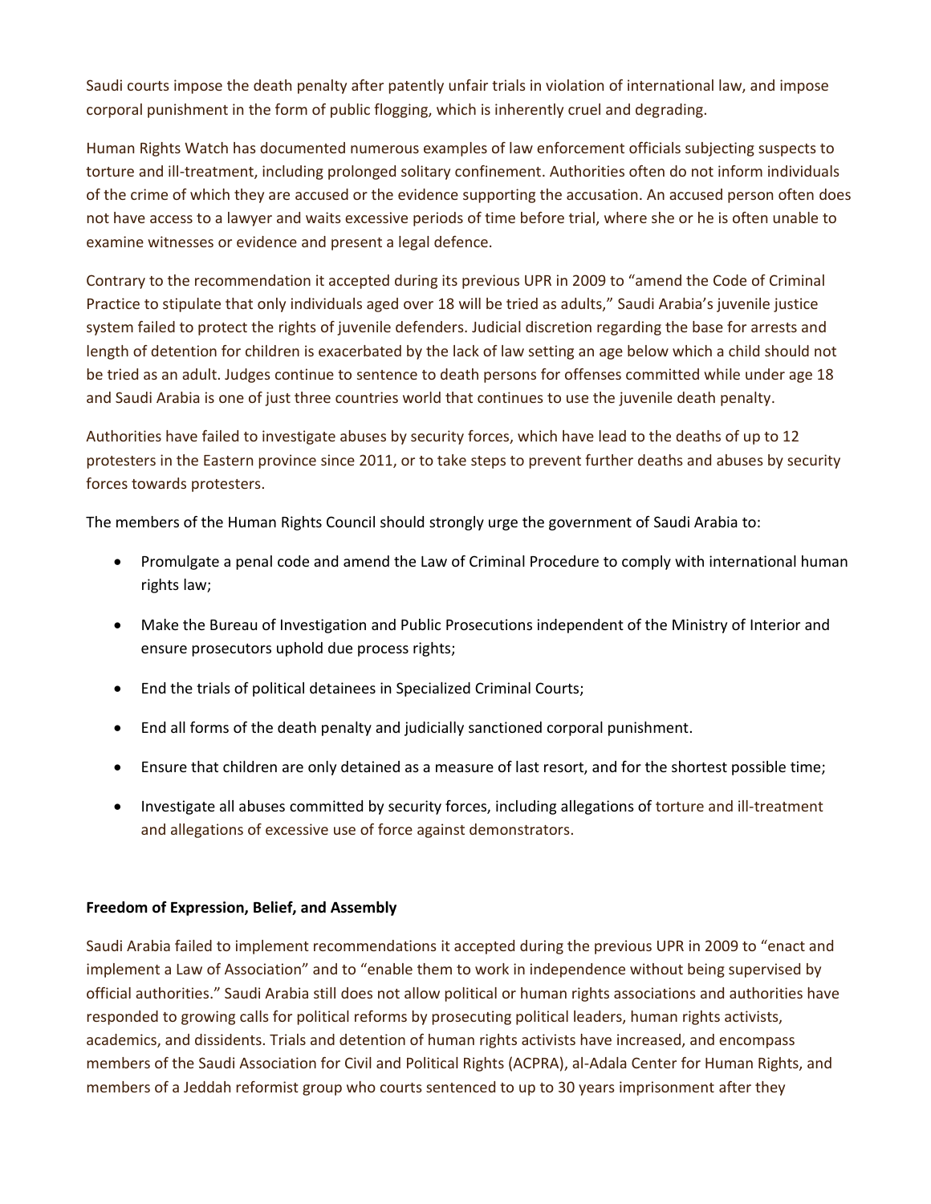Saudi courts impose the death penalty after patently unfair trials in violation of international law, and impose corporal punishment in the form of public flogging, which is inherently cruel and degrading.

Human Rights Watch has documented numerous examples of law enforcement officials subjecting suspects to torture and ill-treatment, including prolonged solitary confinement. Authorities often do not inform individuals of the crime of which they are accused or the evidence supporting the accusation. An accused person often does not have access to a lawyer and waits excessive periods of time before trial, where she or he is often unable to examine witnesses or evidence and present a legal defence.

Contrary to the recommendation it accepted during its previous UPR in 2009 to "amend the Code of Criminal Practice to stipulate that only individuals aged over 18 will be tried as adults," Saudi Arabia's juvenile justice system failed to protect the rights of juvenile defenders. Judicial discretion regarding the base for arrests and length of detention for children is exacerbated by the lack of law setting an age below which a child should not be tried as an adult. Judges continue to sentence to death persons for offenses committed while under age 18 and Saudi Arabia is one of just three countries world that continues to use the juvenile death penalty.

Authorities have failed to investigate abuses by security forces, which have lead to the deaths of up to 12 protesters in the Eastern province since 2011, or to take steps to prevent further deaths and abuses by security forces towards protesters.

The members of the Human Rights Council should strongly urge the government of Saudi Arabia to:

- Promulgate a penal code and amend the Law of Criminal Procedure to comply with international human rights law;
- Make the Bureau of Investigation and Public Prosecutions independent of the Ministry of Interior and ensure prosecutors uphold due process rights;
- End the trials of political detainees in Specialized Criminal Courts;
- End all forms of the death penalty and judicially sanctioned corporal punishment.
- Ensure that children are only detained as a measure of last resort, and for the shortest possible time;
- Investigate all abuses committed by security forces, including allegations of torture and ill-treatment and allegations of excessive use of force against demonstrators.

**Freedom of Expression, Belief, and Assembly**

Saudi Arabia failed to implement recommendations it accepted during the previous UPR in 2009 to "enact and implement a Law of Association" and to "enable them to work in independence without being supervised by official authorities." Saudi Arabia still does not allow political or human rights associations and authorities have responded to growing calls for political reforms by prosecuting political leaders, human rights activists, academics, and dissidents. Trials and detention of human rights activists have increased, and encompass members of the Saudi Association for Civil and Political Rights (ACPRA), al-Adala Center for Human Rights, and members of a Jeddah reformist group who courts sentenced to up to 30 years imprisonment after they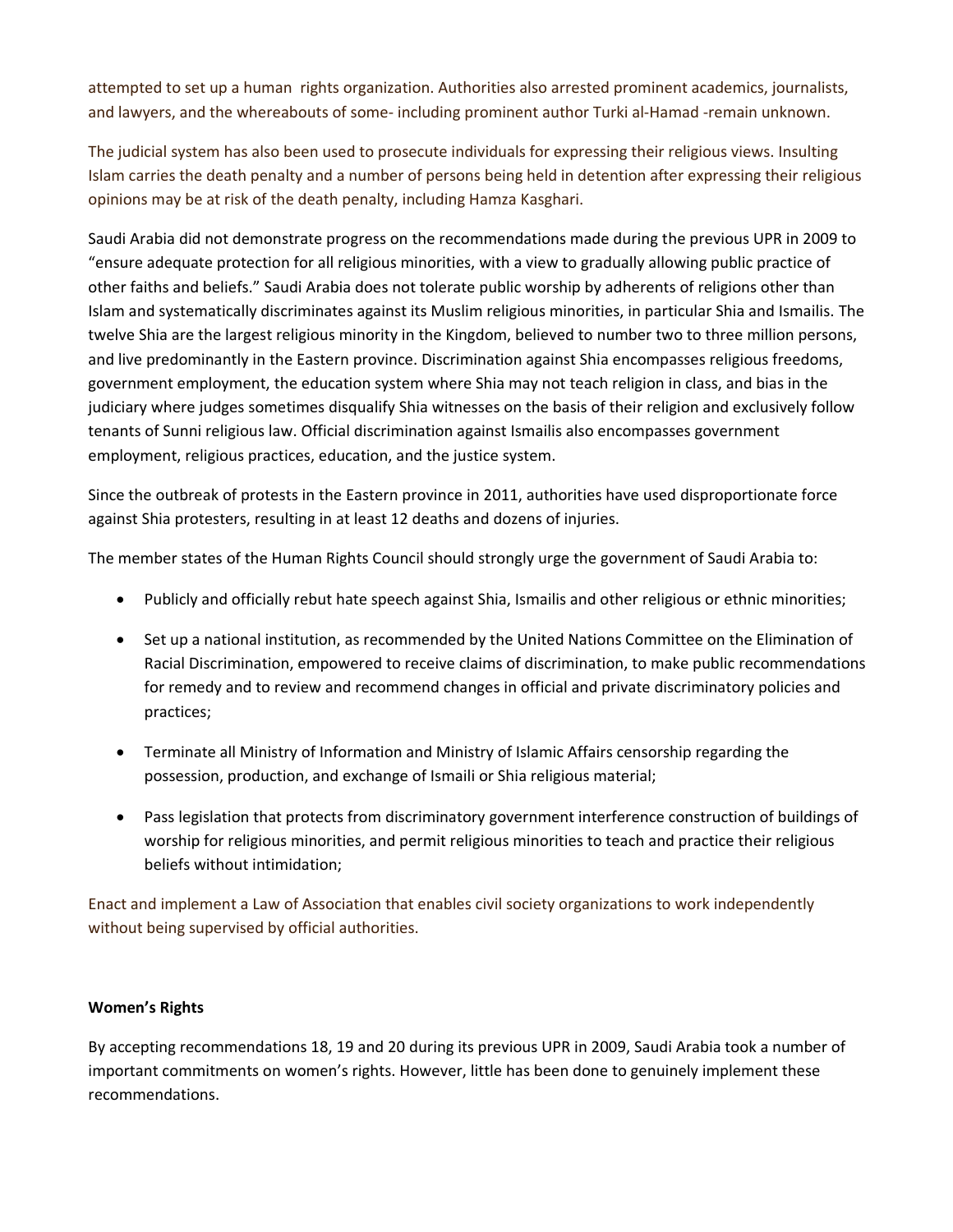attempted to set up a human rights organization. Authorities also arrested prominent academics, journalists, and lawyers, and the whereabouts of some- including prominent author Turki al-Hamad -remain unknown.

The judicial system has also been used to prosecute individuals for expressing their religious views. Insulting Islam carries the death penalty and a number of persons being held in detention after expressing their religious opinions may be at risk of the death penalty, including Hamza Kasghari.

Saudi Arabia did not demonstrate progress on the recommendations made during the previous UPR in 2009 to "ensure adequate protection for all religious minorities, with a view to gradually allowing public practice of other faiths and beliefs." Saudi Arabia does not tolerate public worship by adherents of religions other than Islam and systematically discriminates against its Muslim religious minorities, in particular Shia and Ismailis. The twelve Shia are the largest religious minority in the Kingdom, believed to number two to three million persons, and live predominantly in the Eastern province. Discrimination against Shia encompasses religious freedoms, government employment, the education system where Shia may not teach religion in class, and bias in the judiciary where judges sometimes disqualify Shia witnesses on the basis of their religion and exclusively follow tenants of Sunni religious law. Official discrimination against Ismailis also encompasses government employment, religious practices, education, and the justice system.

Since the outbreak of protests in the Eastern province in 2011, authorities have used disproportionate force against Shia protesters, resulting in at least 12 deaths and dozens of injuries.

The member states of the Human Rights Council should strongly urge the government of Saudi Arabia to:

- Publicly and officially rebut hate speech against Shia, Ismailis and other religious or ethnic minorities;
- Set up a national institution, as recommended by the United Nations Committee on the Elimination of Racial Discrimination, empowered to receive claims of discrimination, to make public recommendations for remedy and to review and recommend changes in official and private discriminatory policies and practices;
- Terminate all Ministry of Information and Ministry of Islamic Affairs censorship regarding the possession, production, and exchange of Ismaili or Shia religious material;
- Pass legislation that protects from discriminatory government interference construction of buildings of worship for religious minorities, and permit religious minorities to teach and practice their religious beliefs without intimidation;

Enact and implement a Law of Association that enables civil society organizations to work independently without being supervised by official authorities.

**Women's Rights**

By accepting recommendations 18, 19 and 20 during its previous UPR in 2009, Saudi Arabia took a number of important commitments on women's rights. However, little has been done to genuinely implement these recommendations.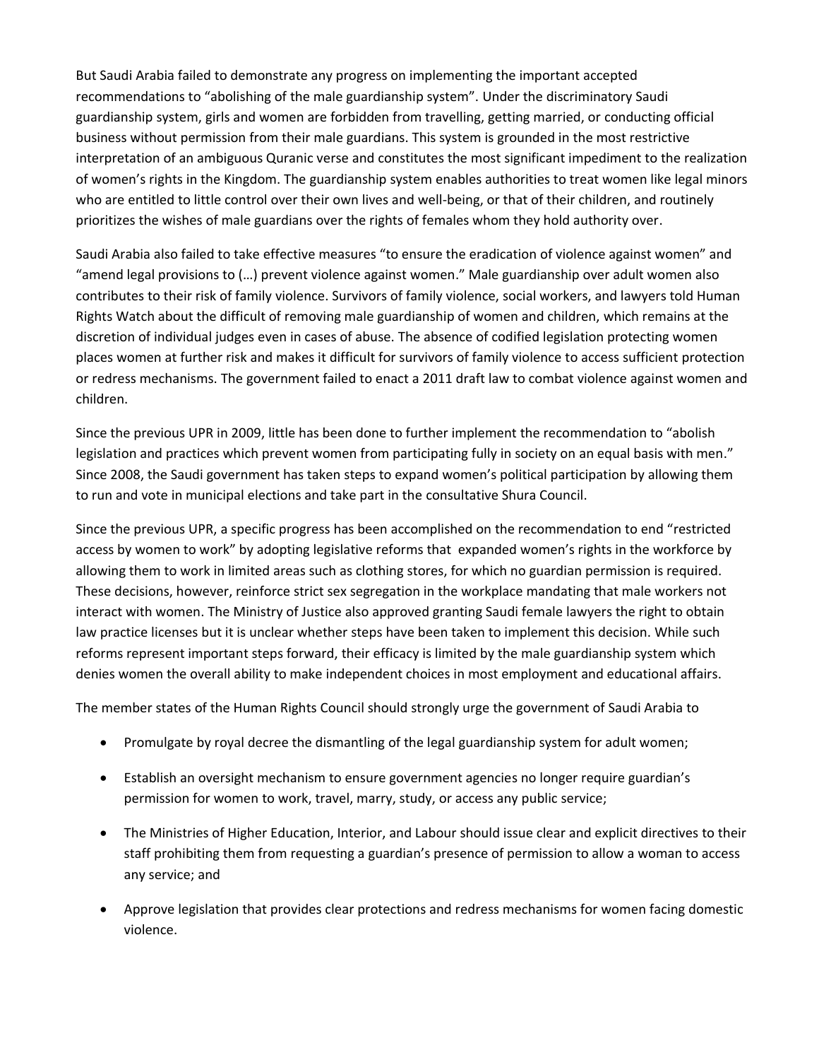But Saudi Arabia failed to demonstrate any progress on implementing the important accepted recommendations to "abolishing of the male guardianship system". Under the discriminatory Saudi guardianship system, girls and women are forbidden from travelling, getting married, or conducting official business without permission from their male guardians. This system is grounded in the most restrictive interpretation of an ambiguous Quranic verse and constitutes the most significant impediment to the realization of women's rights in the Kingdom. The guardianship system enables authorities to treat women like legal minors who are entitled to little control over their own lives and well-being, or that of their children, and routinely prioritizes the wishes of male guardians over the rights of females whom they hold authority over.

Saudi Arabia also failed to take effective measures "to ensure the eradication of violence against women" and "amend legal provisions to (…) prevent violence against women." Male guardianship over adult women also contributes to their risk of family violence. Survivors of family violence, social workers, and lawyers told Human Rights Watch about the difficult of removing male guardianship of women and children, which remains at the discretion of individual judges even in cases of abuse. The absence of codified legislation protecting women places women at further risk and makes it difficult for survivors of family violence to access sufficient protection or redress mechanisms. The government failed to enact a 2011 draft law to combat violence against women and children.

Since the previous UPR in 2009, little has been done to further implement the recommendation to "abolish legislation and practices which prevent women from participating fully in society on an equal basis with men." Since 2008, the Saudi government has taken steps to expand women's political participation by allowing them to run and vote in municipal elections and take part in the consultative Shura Council.

Since the previous UPR, a specific progress has been accomplished on the recommendation to end "restricted access by women to work" by adopting legislative reforms that expanded women's rights in the workforce by allowing them to work in limited areas such as clothing stores, for which no guardian permission is required. These decisions, however, reinforce strict sex segregation in the workplace mandating that male workers not interact with women. The Ministry of Justice also approved granting Saudi female lawyers the right to obtain law practice licenses but it is unclear whether steps have been taken to implement this decision. While such reforms represent important steps forward, their efficacy is limited by the male guardianship system which denies women the overall ability to make independent choices in most employment and educational affairs.

The member states of the Human Rights Council should strongly urge the government of Saudi Arabia to

- Promulgate by royal decree the dismantling of the legal guardianship system for adult women;
- Establish an oversight mechanism to ensure government agencies no longer require guardian's permission for women to work, travel, marry, study, or access any public service;
- The Ministries of Higher Education, Interior, and Labour should issue clear and explicit directives to their staff prohibiting them from requesting a guardian's presence of permission to allow a woman to access any service; and
- Approve legislation that provides clear protections and redress mechanisms for women facing domestic violence.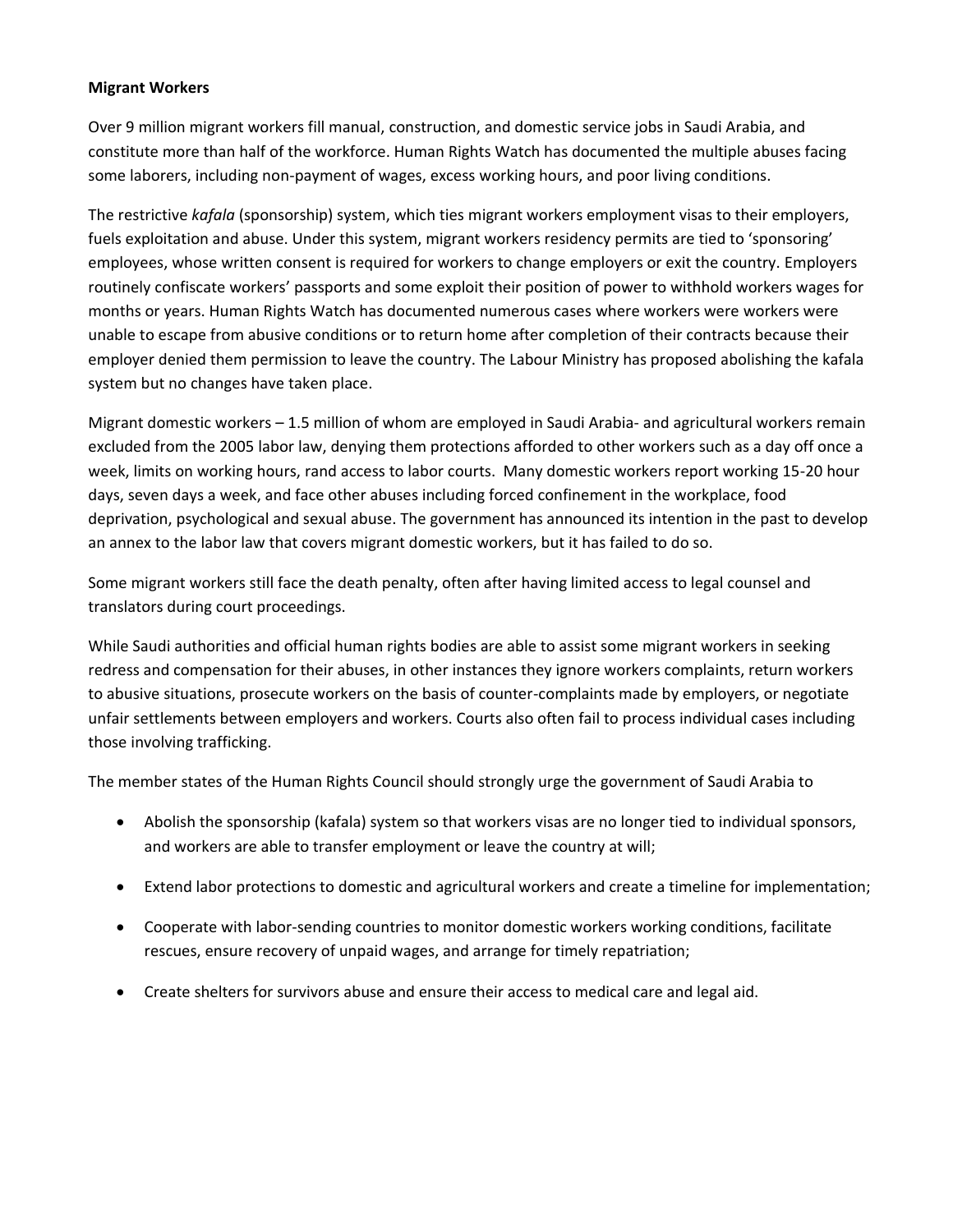**Migrant Workers**

Over 9 million migrant workers fill manual, construction, and domestic service jobs in Saudi Arabia, and constitute more than half of the workforce. Human Rights Watch has documented the multiple abuses facing some laborers, including non-payment of wages, excess working hours, and poor living conditions.

The restrictive *kafala* (sponsorship) system, which ties migrant workers employment visas to their employers, fuels exploitation and abuse. Under this system, migrant workers residency permits are tied to 'sponsoring' employees, whose written consent is required for workers to change employers or exit the country. Employers routinely confiscate workers' passports and some exploit their position of power to withhold workers wages for months or years. Human Rights Watch has documented numerous cases where workers were workers were unable to escape from abusive conditions or to return home after completion of their contracts because their employer denied them permission to leave the country. The Labour Ministry has proposed abolishing the kafala system but no changes have taken place.

Migrant domestic workers – 1.5 million of whom are employed in Saudi Arabia- and agricultural workers remain excluded from the 2005 labor law, denying them protections afforded to other workers such as a day off once a week, limits on working hours, rand access to labor courts. Many domestic workers report working 15-20 hour days, seven days a week, and face other abuses including forced confinement in the workplace, food deprivation, psychological and sexual abuse. The government has announced its intention in the past to develop an annex to the labor law that covers migrant domestic workers, but it has failed to do so.

Some migrant workers still face the death penalty, often after having limited access to legal counsel and translators during court proceedings.

While Saudi authorities and official human rights bodies are able to assist some migrant workers in seeking redress and compensation for their abuses, in other instances they ignore workers complaints, return workers to abusive situations, prosecute workers on the basis of counter-complaints made by employers, or negotiate unfair settlements between employers and workers. Courts also often fail to process individual cases including those involving trafficking.

The member states of the Human Rights Council should strongly urge the government of Saudi Arabia to

- Abolish the sponsorship (kafala) system so that workers visas are no longer tied to individual sponsors, and workers are able to transfer employment or leave the country at will;
- Extend labor protections to domestic and agricultural workers and create a timeline for implementation;
- Cooperate with labor-sending countries to monitor domestic workers working conditions, facilitate rescues, ensure recovery of unpaid wages, and arrange for timely repatriation;
- Create shelters for survivors abuse and ensure their access to medical care and legal aid.